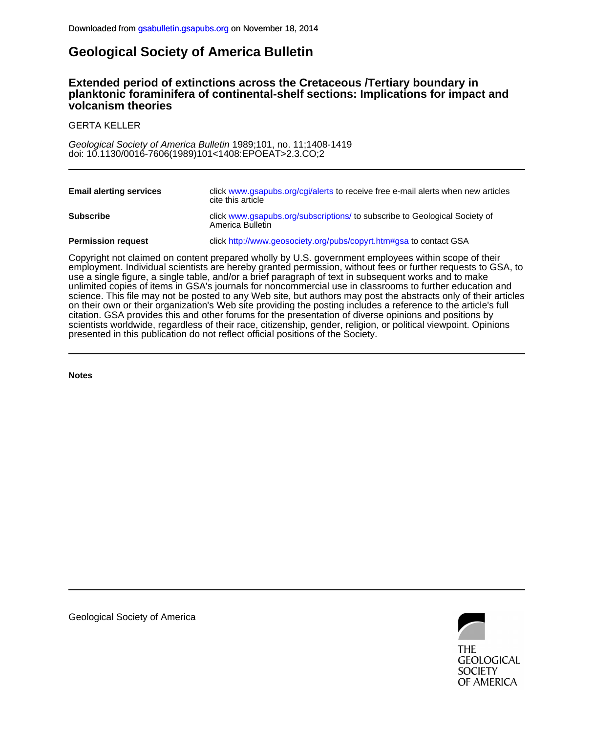Downloaded from gsabulletin.gsapubs.org on November 18, 2014

# Geological Society of America Bulletin

## Extended period of extinctions across the Cretaceous /Tertiary boundary in planktonic foraminifera of continental-shelf sections: Implications for impact and volcanism theories

GERTA KELLER

*Geological Society of America Bulletin* 1989;101, no. 11;1408-1419
doi: 10.1130/0016-7606(1989)101<1408:EPOEAT>2.3.CO;2

| | |
|---|---|
| **Email alerting services** | click www.gsapubs.org/cgi/alerts to receive free e-mail alerts when new articles cite this article |
| **Subscribe** | click www.gsapubs.org/subscriptions/ to subscribe to Geological Society of America Bulletin |
| **Permission request** | click http://www.geosociety.org/pubs/copyrt.htm#gsa to contact GSA |

Copyright not claimed on content prepared wholly by U.S. government employees within scope of their employment. Individual scientists are hereby granted permission, without fees or further requests to GSA, to use a single figure, a single table, and/or a brief paragraph of text in subsequent works and to make unlimited copies of items in GSA's journals for noncommercial use in classrooms to further education and science. This file may not be posted to any Web site, but authors may post the abstracts only of their articles on their own or their organization's Web site providing the posting includes a reference to the article's full citation. GSA provides this and other forums for the presentation of diverse opinions and positions by scientists worldwide, regardless of their race, citizenship, gender, religion, or political viewpoint. Opinions presented in this publication do not reflect official positions of the Society.

**Notes**

Geological Society of America

THE GEOLOGICAL SOCIETY OF AMERICA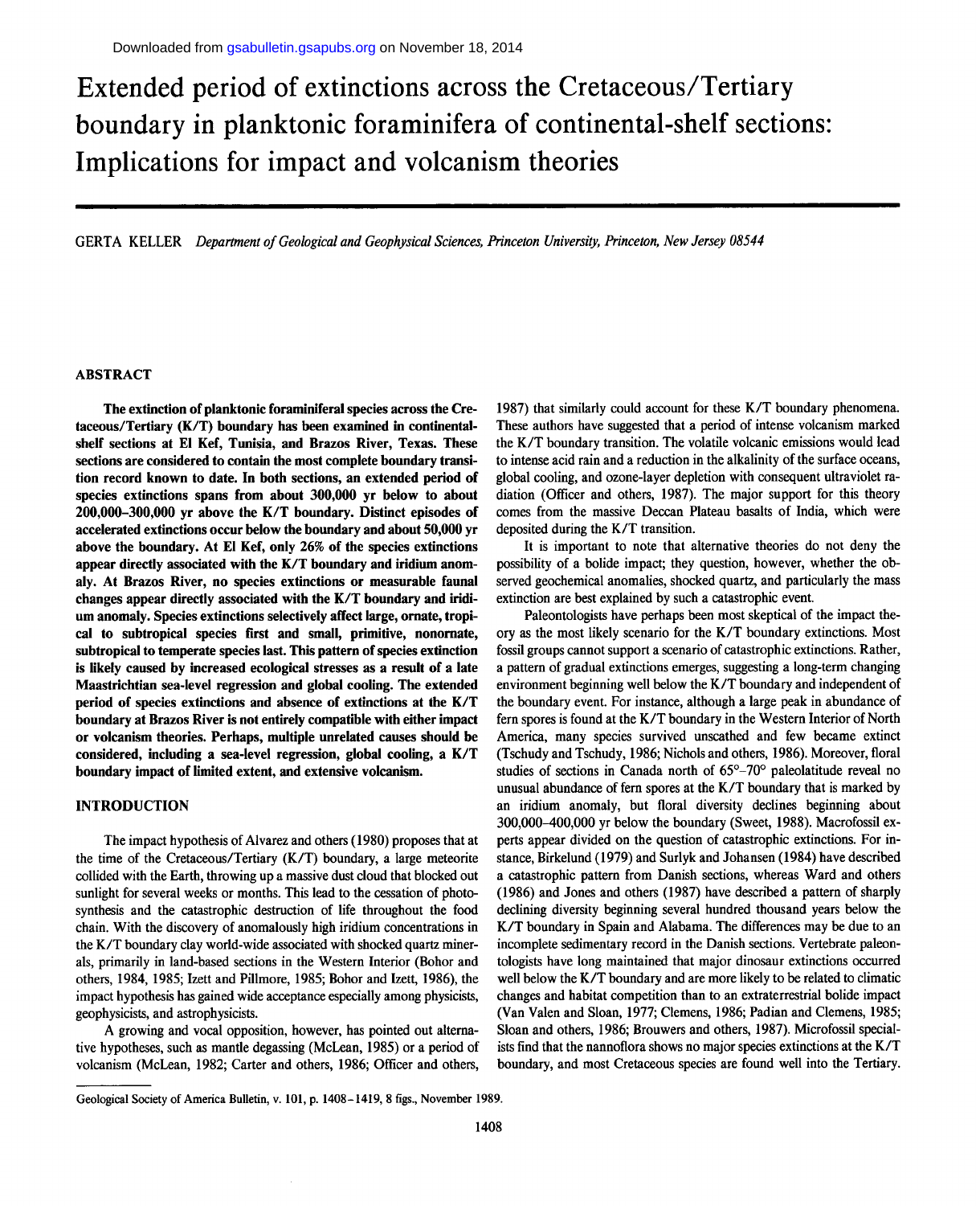# Extended period of extinctions across the Cretaceous/Tertiary boundary in planktonic foraminifera of continental-shelf sections: Implications for impact and volcanism theories

GERTA KELLER *Department of Geological and Geophysical Sciences, Princeton University, Princeton, New Jersey 08544*

## ABSTRACT

**The extinction of planktonic foraminiferal species across the Cretaceous/Tertiary (K/T) boundary has been examined in continental-shelf sections at El Kef, Tunisia, and Brazos River, Texas. These sections are considered to contain the most complete boundary transition record known to date. In both sections, an extended period of species extinctions spans from about 300,000 yr below to about 200,000–300,000 yr above the K/T boundary. Distinct episodes of accelerated extinctions occur below the boundary and about 50,000 yr above the boundary. At El Kef, only 26% of the species extinctions appear directly associated with the K/T boundary and iridium anomaly. At Brazos River, no species extinctions or measurable faunal changes appear directly associated with the K/T boundary and iridium anomaly. Species extinctions selectively affect large, ornate, tropical to subtropical species first and small, primitive, nonornate, subtropical to temperate species last. This pattern of species extinction is likely caused by increased ecological stresses as a result of a late Maastrichtian sea-level regression and global cooling. The extended period of species extinctions and absence of extinctions at the K/T boundary at Brazos River is not entirely compatible with either impact or volcanism theories. Perhaps, multiple unrelated causes should be considered, including a sea-level regression, global cooling, a K/T boundary impact of limited extent, and extensive volcanism.**

## INTRODUCTION

The impact hypothesis of Alvarez and others (1980) proposes that at the time of the Cretaceous/Tertiary (K/T) boundary, a large meteorite collided with the Earth, throwing up a massive dust cloud that blocked out sunlight for several weeks or months. This lead to the cessation of photosynthesis and the catastrophic destruction of life throughout the food chain. With the discovery of anomalously high iridium concentrations in the K/T boundary clay world-wide associated with shocked quartz minerals, primarily in land-based sections in the Western Interior (Bohor and others, 1984, 1985; Izett and Pillmore, 1985; Bohor and Izett, 1986), the impact hypothesis has gained wide acceptance especially among physicists, geophysicists, and astrophysicists.

A growing and vocal opposition, however, has pointed out alternative hypotheses, such as mantle degassing (McLean, 1985) or a period of volcanism (McLean, 1982; Carter and others, 1986; Officer and others, 1987) that similarly could account for these K/T boundary phenomena. These authors have suggested that a period of intense volcanism marked the K/T boundary transition. The volatile volcanic emissions would lead to intense acid rain and a reduction in the alkalinity of the surface oceans, global cooling, and ozone-layer depletion with consequent ultraviolet radiation (Officer and others, 1987). The major support for this theory comes from the massive Deccan Plateau basalts of India, which were deposited during the K/T transition.

It is important to note that alternative theories do not deny the possibility of a bolide impact; they question, however, whether the observed geochemical anomalies, shocked quartz, and particularly the mass extinction are best explained by such a catastrophic event.

Paleontologists have perhaps been most skeptical of the impact theory as the most likely scenario for the K/T boundary extinctions. Most fossil groups cannot support a scenario of catastrophic extinctions. Rather, a pattern of gradual extinctions emerges, suggesting a long-term changing environment beginning well below the K/T boundary and independent of the boundary event. For instance, although a large peak in abundance of fern spores is found at the K/T boundary in the Western Interior of North America, many species survived unscathed and few became extinct (Tschudy and Tschudy, 1986; Nichols and others, 1986). Moreover, floral studies of sections in Canada north of 65°–70° paleolatitude reveal no unusual abundance of fern spores at the K/T boundary that is marked by an iridium anomaly, but floral diversity declines beginning about 300,000–400,000 yr below the boundary (Sweet, 1988). Macrofossil experts appear divided on the question of catastrophic extinctions. For instance, Birkelund (1979) and Surlyk and Johansen (1984) have described a catastrophic pattern from Danish sections, whereas Ward and others (1986) and Jones and others (1987) have described a pattern of sharply declining diversity beginning several hundred thousand years below the K/T boundary in Spain and Alabama. The differences may be due to an incomplete sedimentary record in the Danish sections. Vertebrate paleontologists have long maintained that major dinosaur extinctions occurred well below the K/T boundary and are more likely to be related to climatic changes and habitat competition than to an extraterrestrial bolide impact (Van Valen and Sloan, 1977; Clemens, 1986; Padian and Clemens, 1985; Sloan and others, 1986; Brouwers and others, 1987). Microfossil specialists find that the nannoflora shows no major species extinctions at the K/T boundary, and most Cretaceous species are found well into the Tertiary.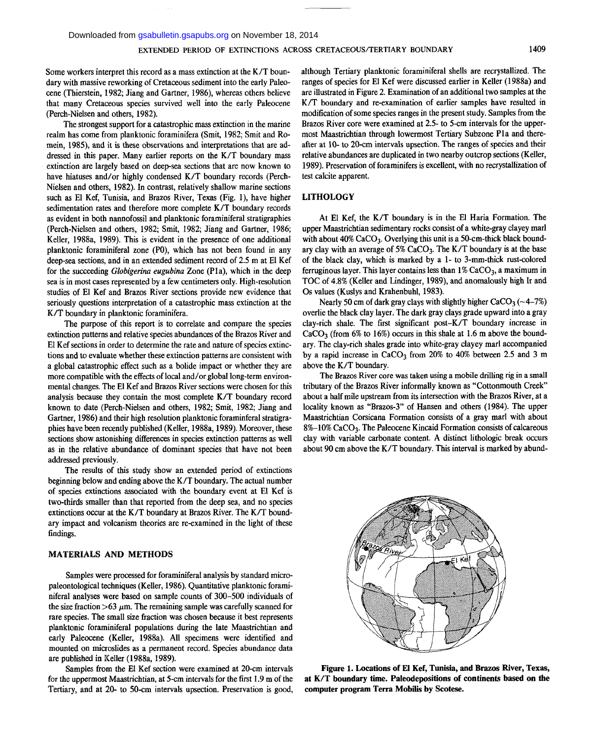Some workers interpret this record as a mass extinction at the K/T boundary with massive reworking of Cretaceous sediment into the early Paleocene (Thierstein, 1982; Jiang and Gartner, 1986), whereas others believe that many Cretaceous species survived well into the early Paleocene (Perch-Nielsen and others, 1982).

The strongest support for a catastrophic mass extinction in the marine realm has come from planktonic foraminifera (Smit, 1982; Smit and Romein, 1985), and it is these observations and interpretations that are addressed in this paper. Many earlier reports on the K/T boundary mass extinction are largely based on deep-sea sections that are now known to have hiatuses and/or highly condensed K/T boundary records (Perch-Nielsen and others, 1982). In contrast, relatively shallow marine sections such as El Kef, Tunisia, and Brazos River, Texas (Fig. 1), have higher sedimentation rates and therefore more complete K/T boundary records as evident in both nannofossil and planktonic foraminiferal stratigraphies (Perch-Nielsen and others, 1982; Smit, 1982; Jiang and Gartner, 1986; Keller, 1988a, 1989). This is evident in the presence of one additional planktonic foraminiferal zone (P0), which has not been found in any deep-sea sections, and in an extended sediment record of 2.5 m at El Kef for the succeeding *Globigerina eugubina* Zone (P1a), which in the deep sea is in most cases represented by a few centimeters only. High-resolution studies of El Kef and Brazos River sections provide new evidence that seriously questions interpretation of a catastrophic mass extinction at the K/T boundary in planktonic foraminifera.

The purpose of this report is to correlate and compare the species extinction patterns and relative species abundances of the Brazos River and El Kef sections in order to determine the rate and nature of species extinctions and to evaluate whether these extinction patterns are consistent with a global catastrophic effect such as a bolide impact or whether they are more compatible with the effects of local and/or global long-term environmental changes. The El Kef and Brazos River sections were chosen for this analysis because they contain the most complete K/T boundary record known to date (Perch-Nielsen and others, 1982; Smit, 1982; Jiang and Gartner, 1986) and their high resolution planktonic foraminiferal stratigraphies have been recently published (Keller, 1988a, 1989). Moreover, these sections show astonishing differences in species extinction patterns as well as in the relative abundance of dominant species that have not been addressed previously.

The results of this study show an extended period of extinctions beginning below and ending above the K/T boundary. The actual number of species extinctions associated with the boundary event at El Kef is two-thirds smaller than that reported from the deep sea, and no species extinctions occur at the K/T boundary at Brazos River. The K/T boundary impact and volcanism theories are re-examined in the light of these findings.

## MATERIALS AND METHODS

Samples were processed for foraminiferal analysis by standard micropaleontological techniques (Keller, 1986). Quantitative planktonic foraminiferal analyses were based on sample counts of 300–500 individuals of the size fraction >63 $\mu$m. The remaining sample was carefully scanned for rare species. The small size fraction was chosen because it best represents planktonic foraminiferal populations during the late Maastrichtian and early Paleocene (Keller, 1988a). All specimens were identified and mounted on microslides as a permanent record. Species abundance data are published in Keller (1988a, 1989).

Samples from the El Kef section were examined at 20-cm intervals for the uppermost Maastrichtian, at 5-cm intervals for the first 1.9 m of the Tertiary, and at 20- to 50-cm intervals upsection. Preservation is good, although Tertiary planktonic foraminiferal shells are recrystallized. The ranges of species for El Kef were discussed earlier in Keller (1988a) and are illustrated in Figure 2. Examination of an additional two samples at the K/T boundary and re-examination of earlier samples have resulted in modification of some species ranges in the present study. Samples from the Brazos River core were examined at 2.5- to 5-cm intervals for the uppermost Maastrichtian through lowermost Tertiary Subzone P1a and thereafter at 10- to 20-cm intervals upsection. The ranges of species and their relative abundances are duplicated in two nearby outcrop sections (Keller, 1989). Preservation of foraminifers is excellent, with no recrystallization of test calcite apparent.

## LITHOLOGY

At El Kef, the K/T boundary is in the El Haria Formation. The upper Maastrichtian sedimentary rocks consist of a white-gray clayey marl with about 40% $CaCO_3$. Overlying this unit is a 50-cm-thick black boundary clay with an average of 5% $CaCO_3$. The K/T boundary is at the base of the black clay, which is marked by a 1- to 3-mm-thick rust-colored ferruginous layer. This layer contains less than 1% $CaCO_3$, a maximum in TOC of 4.8% (Keller and Lindinger, 1989), and anomalously high Ir and Os values (Kuslys and Krahenbuhl, 1983).

Nearly 50 cm of dark gray clays with slightly higher $CaCO_3$ (~4–7%) overlie the black clay layer. The dark gray clays grade upward into a gray clay-rich shale. The first significant post–K/T boundary increase in $CaCO_3$ (from 6% to 16%) occurs in this shale at 1.6 m above the boundary. The clay-rich shales grade into white-gray clayey marl accompanied by a rapid increase in $CaCO_3$ from 20% to 40% between 2.5 and 3 m above the K/T boundary.

The Brazos River core was taken using a mobile drilling rig in a small tributary of the Brazos River informally known as "Cottonmouth Creek" about a half mile upstream from its intersection with the Brazos River, at a locality known as "Brazos-3" of Hansen and others (1984). The upper Maastrichtian Corsicana Formation consists of a gray marl with about 8%–10% $CaCO_3$. The Paleocene Kincaid Formation consists of calcareous clay with variable carbonate content. A distinct lithologic break occurs about 90 cm above the K/T boundary. This interval is marked by abund-

**Figure 1. Locations of El Kef, Tunisia, and Brazos River, Texas, at K/T boundary time. Paleodepositions of continents based on the computer program Terra Mobilis by Scotese.**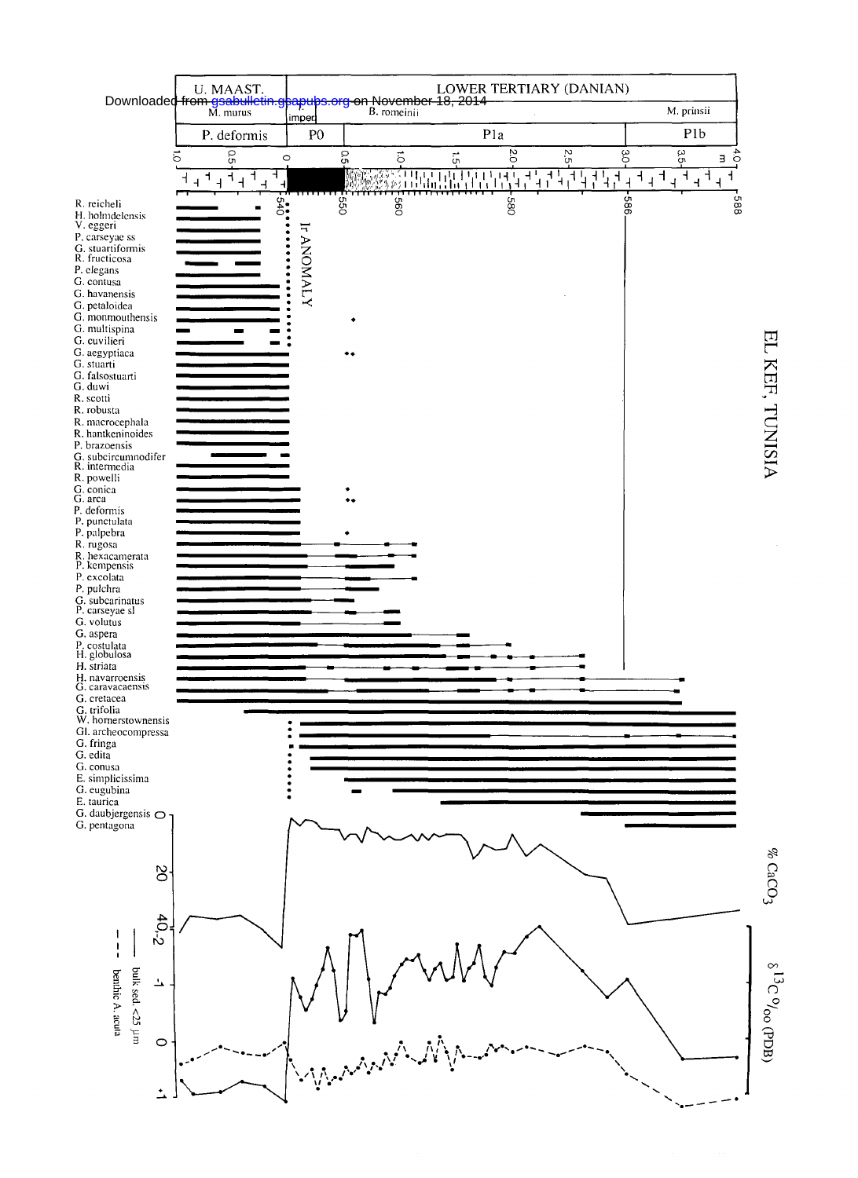EL KEF, TUNISIA

| U. MAAST. | LOWER TERTIARY (DANIAN) | | |
|---|---|---|---|
| M. murus | imper. | B. romeinii | M. prinsii |
| P. deformis | P0 | P1a | P1b |

Scale (m): 1.0, 0.5, 0, 0.5, 1.0, 1.5, 2.0, 2.5, 3.0, 3.5, 4.0

Sample numbers: 540, 550, 560, 580, 586, 588

Ir ANOMALY

R. reicheli
H. holmdelensis
V. eggeri
P. carseyae ss
G. stuartiformis
R. fructicosa
P. elegans
G. contusa
G. havanensis
G. petaloidea
G. monmouthensis
G. multispina
G. cuvilieri
G. aegyptiaca
G. stuarti
G. falsostuarti
G. duwi
R. scotti
R. robusta
R. macrocephala
R. hantkeninoides
P. brazoensis
G. subcircumnodifer
R. intermedia
R. powelli
G. conica
G. arca
P. deformis
P. punctulata
P. palpebra
R. rugosa
R. hexacamerata
P. kempensis
P. excolata
P. pulchra
G. subcarinatus
P. carseyae sl
G. volutus
G. aspera
P. costulata
H. globulosa
H. striata
H. navarroensis
G. caravacaensis
G. cretacea
G. trifolia
W. hornerstownensis
Gl. archeocompressa
G. fringa
G. edita
G. conusa
E. simplicissima
G. eugubina
E. taurica
G. daubjergensis
G. pentagona

% $CaCO_3$ (0, 20, 40)

$\delta^{13}C$ ‰ (PDB) (-2, -1, 0, +1)

— bulk sed. <25 μm

- - - benthic A. acuta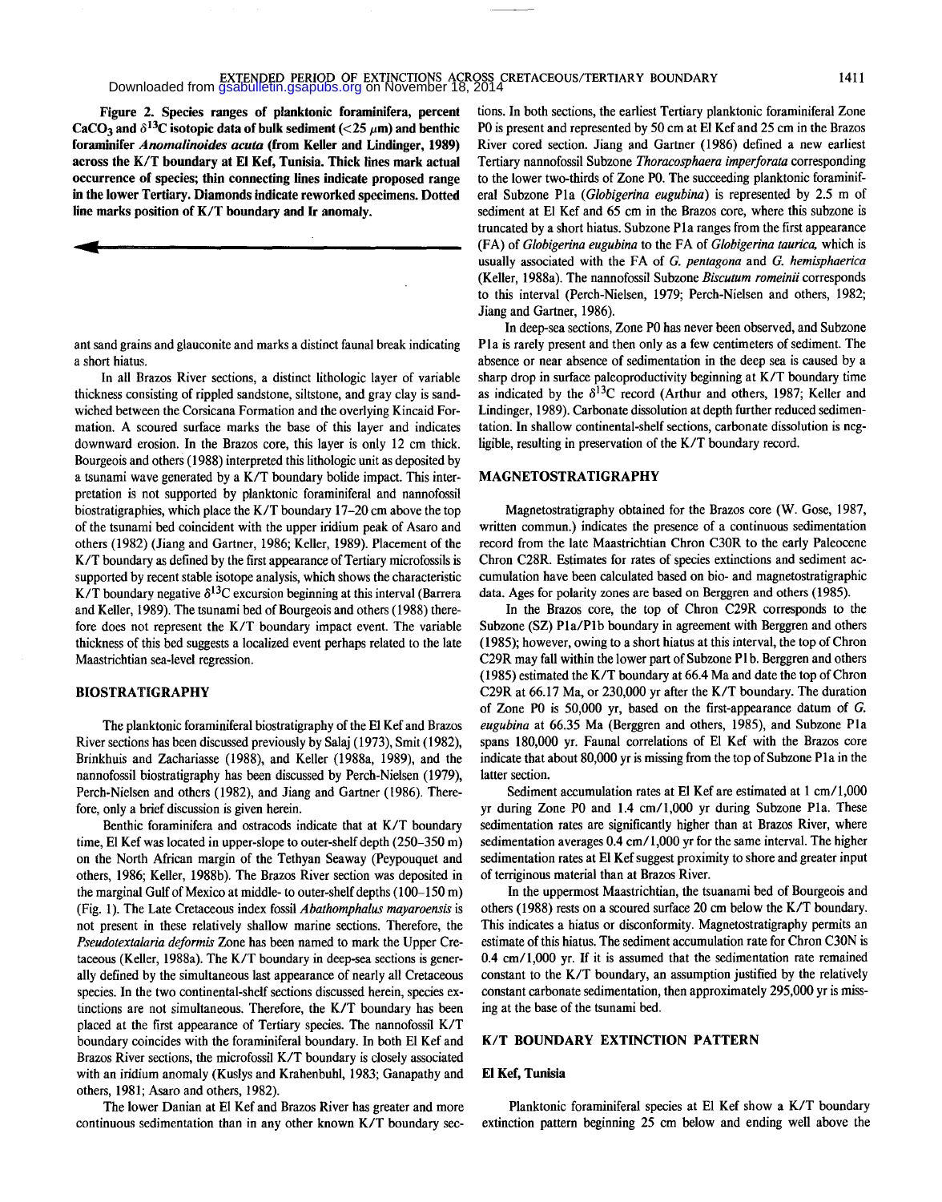**Figure 2. Species ranges of planktonic foraminifera, percent $CaCO_3$ and $\delta^{13}C$ isotopic data of bulk sediment (<25 $\mu$m) and benthic foraminifer *Anomalinoides acuta* (from Keller and Lindinger, 1989) across the K/T boundary at El Kef, Tunisia. Thick lines mark actual occurrence of species; thin connecting lines indicate proposed range in the lower Tertiary. Diamonds indicate reworked specimens. Dotted line marks position of K/T boundary and Ir anomaly.**

ant sand grains and glauconite and marks a distinct faunal break indicating a short hiatus.

In all Brazos River sections, a distinct lithologic layer of variable thickness consisting of rippled sandstone, siltstone, and gray clay is sandwiched between the Corsicana Formation and the overlying Kincaid Formation. A scoured surface marks the base of this layer and indicates downward erosion. In the Brazos core, this layer is only 12 cm thick. Bourgeois and others (1988) interpreted this lithologic unit as deposited by a tsunami wave generated by a K/T boundary bolide impact. This interpretation is not supported by planktonic foraminiferal and nannofossil biostratigraphies, which place the K/T boundary 17–20 cm above the top of the tsunami bed coincident with the upper iridium peak of Asaro and others (1982) (Jiang and Gartner, 1986; Keller, 1989). Placement of the K/T boundary as defined by the first appearance of Tertiary microfossils is supported by recent stable isotope analysis, which shows the characteristic K/T boundary negative $\delta^{13}C$ excursion beginning at this interval (Barrera and Keller, 1989). The tsunami bed of Bourgeois and others (1988) therefore does not represent the K/T boundary impact event. The variable thickness of this bed suggests a localized event perhaps related to the late Maastrichtian sea-level regression.

## BIOSTRATIGRAPHY

The planktonic foraminiferal biostratigraphy of the El Kef and Brazos River sections has been discussed previously by Salaj (1973), Smit (1982), Brinkhuis and Zachariasse (1988), and Keller (1988a, 1989), and the nannofossil biostratigraphy has been discussed by Perch-Nielsen (1979), Perch-Nielsen and others (1982), and Jiang and Gartner (1986). Therefore, only a brief discussion is given herein.

Benthic foraminifera and ostracods indicate that at K/T boundary time, El Kef was located in upper-slope to outer-shelf depth (250–350 m) on the North African margin of the Tethyan Seaway (Peypouquet and others, 1986; Keller, 1988b). The Brazos River section was deposited in the marginal Gulf of Mexico at middle- to outer-shelf depths (100–150 m) (Fig. 1). The Late Cretaceous index fossil *Abathomphalus mayaroensis* is not present in these relatively shallow marine sections. Therefore, the *Pseudotextalaria deformis* Zone has been named to mark the Upper Cretaceous (Keller, 1988a). The K/T boundary in deep-sea sections is generally defined by the simultaneous last appearance of nearly all Cretaceous species. In the two continental-shelf sections discussed herein, species extinctions are not simultaneous. Therefore, the K/T boundary has been placed at the first appearance of Tertiary species. The nannofossil K/T boundary coincides with the foraminiferal boundary. In both El Kef and Brazos River sections, the microfossil K/T boundary is closely associated with an iridium anomaly (Kuslys and Krahenbuhl, 1983; Ganapathy and others, 1981; Asaro and others, 1982).

The lower Danian at El Kef and Brazos River has greater and more continuous sedimentation than in any other known K/T boundary sections. In both sections, the earliest Tertiary planktonic foraminiferal Zone P0 is present and represented by 50 cm at El Kef and 25 cm in the Brazos River cored section. Jiang and Gartner (1986) defined a new earliest Tertiary nannofossil Subzone *Thoracosphaera imperforata* corresponding to the lower two-thirds of Zone P0. The succeeding planktonic foraminiferal Subzone P1a (*Globigerina eugubina*) is represented by 2.5 m of sediment at El Kef and 65 cm in the Brazos core, where this subzone is truncated by a short hiatus. Subzone P1a ranges from the first appearance (FA) of *Globigerina eugubina* to the FA of *Globigerina taurica*, which is usually associated with the FA of *G. pentagona* and *G. hemisphaerica* (Keller, 1988a). The nannofossil Subzone *Biscutum romeinii* corresponds to this interval (Perch-Nielsen, 1979; Perch-Nielsen and others, 1982; Jiang and Gartner, 1986).

In deep-sea sections, Zone P0 has never been observed, and Subzone P1a is rarely present and then only as a few centimeters of sediment. The absence or near absence of sedimentation in the deep sea is caused by a sharp drop in surface paleoproductivity beginning at K/T boundary time as indicated by the $\delta^{13}C$ record (Arthur and others, 1987; Keller and Lindinger, 1989). Carbonate dissolution at depth further reduced sedimentation. In shallow continental-shelf sections, carbonate dissolution is negligible, resulting in preservation of the K/T boundary record.

## MAGNETOSTRATIGRAPHY

Magnetostratigraphy obtained for the Brazos core (W. Gose, 1987, written commun.) indicates the presence of a continuous sedimentation record from the late Maastrichtian Chron C30R to the early Paleocene Chron C28R. Estimates for rates of species extinctions and sediment accumulation have been calculated based on bio- and magnetostratigraphic data. Ages for polarity zones are based on Berggren and others (1985).

In the Brazos core, the top of Chron C29R corresponds to the Subzone (SZ) P1a/P1b boundary in agreement with Berggren and others (1985); however, owing to a short hiatus at this interval, the top of Chron C29R may fall within the lower part of Subzone P1b. Berggren and others (1985) estimated the K/T boundary at 66.4 Ma and date the top of Chron C29R at 66.17 Ma, or 230,000 yr after the K/T boundary. The duration of Zone P0 is 50,000 yr, based on the first-appearance datum of *G. eugubina* at 66.35 Ma (Berggren and others, 1985), and Subzone P1a spans 180,000 yr. Faunal correlations of El Kef with the Brazos core indicate that about 80,000 yr is missing from the top of Subzone P1a in the latter section.

Sediment accumulation rates at El Kef are estimated at 1 cm/1,000 yr during Zone P0 and 1.4 cm/1,000 yr during Subzone P1a. These sedimentation rates are significantly higher than at Brazos River, where sedimentation averages 0.4 cm/1,000 yr for the same interval. The higher sedimentation rates at El Kef suggest proximity to shore and greater input of terriginous material than at Brazos River.

In the uppermost Maastrichtian, the tsuanami bed of Bourgeois and others (1988) rests on a scoured surface 20 cm below the K/T boundary. This indicates a hiatus or disconformity. Magnetostratigraphy permits an estimate of this hiatus. The sediment accumulation rate for Chron C30N is 0.4 cm/1,000 yr. If it is assumed that the sedimentation rate remained constant to the K/T boundary, an assumption justified by the relatively constant carbonate sedimentation, then approximately 295,000 yr is missing at the base of the tsunami bed.

## K/T BOUNDARY EXTINCTION PATTERN

### El Kef, Tunisia

Planktonic foraminiferal species at El Kef show a K/T boundary extinction pattern beginning 25 cm below and ending well above the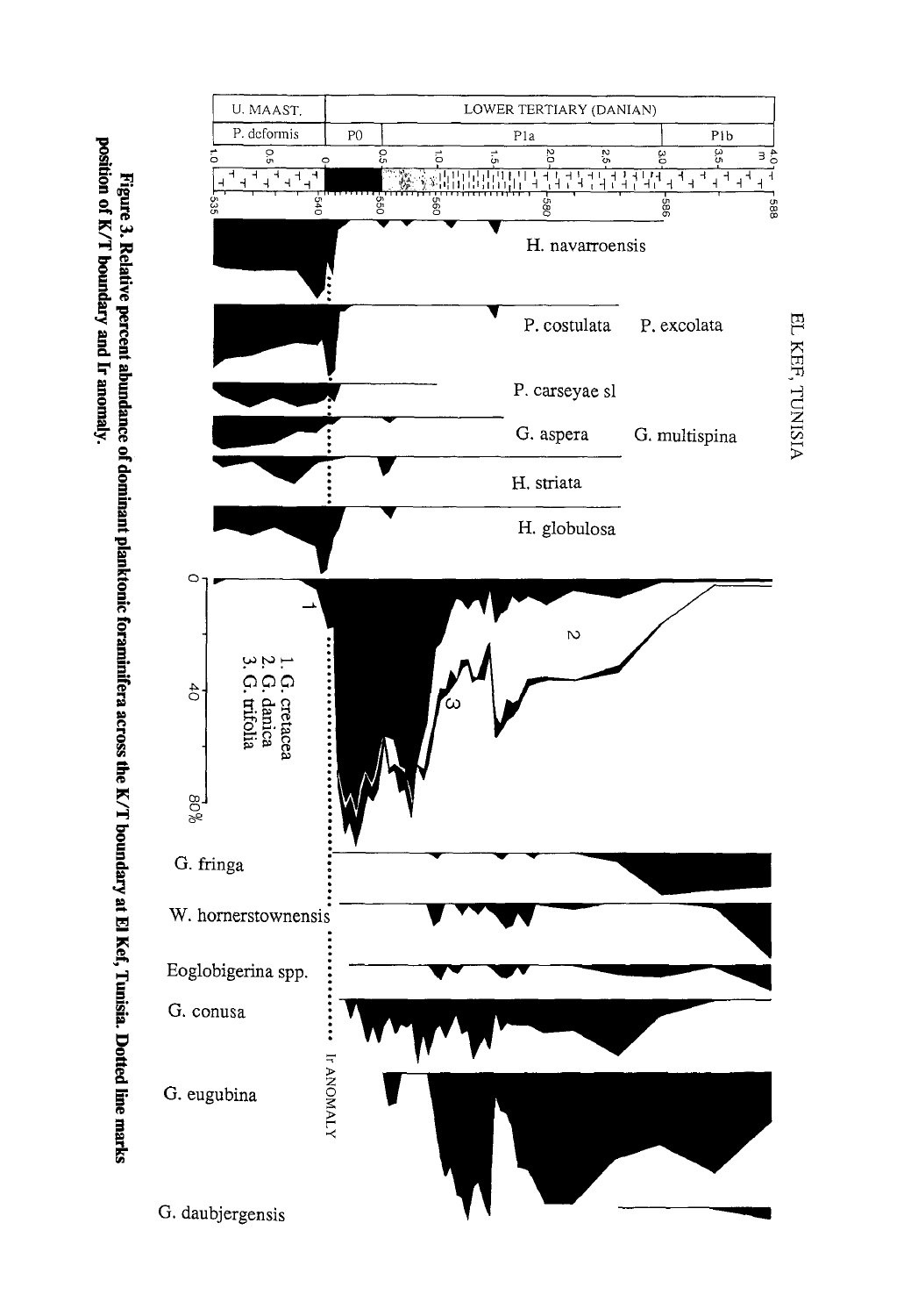**Figure 3. Relative percent abundance of dominant planktonic foraminifera across the K/T boundary at El Kef, Tunisia. Dotted line marks position of K/T boundary and Ir anomaly.**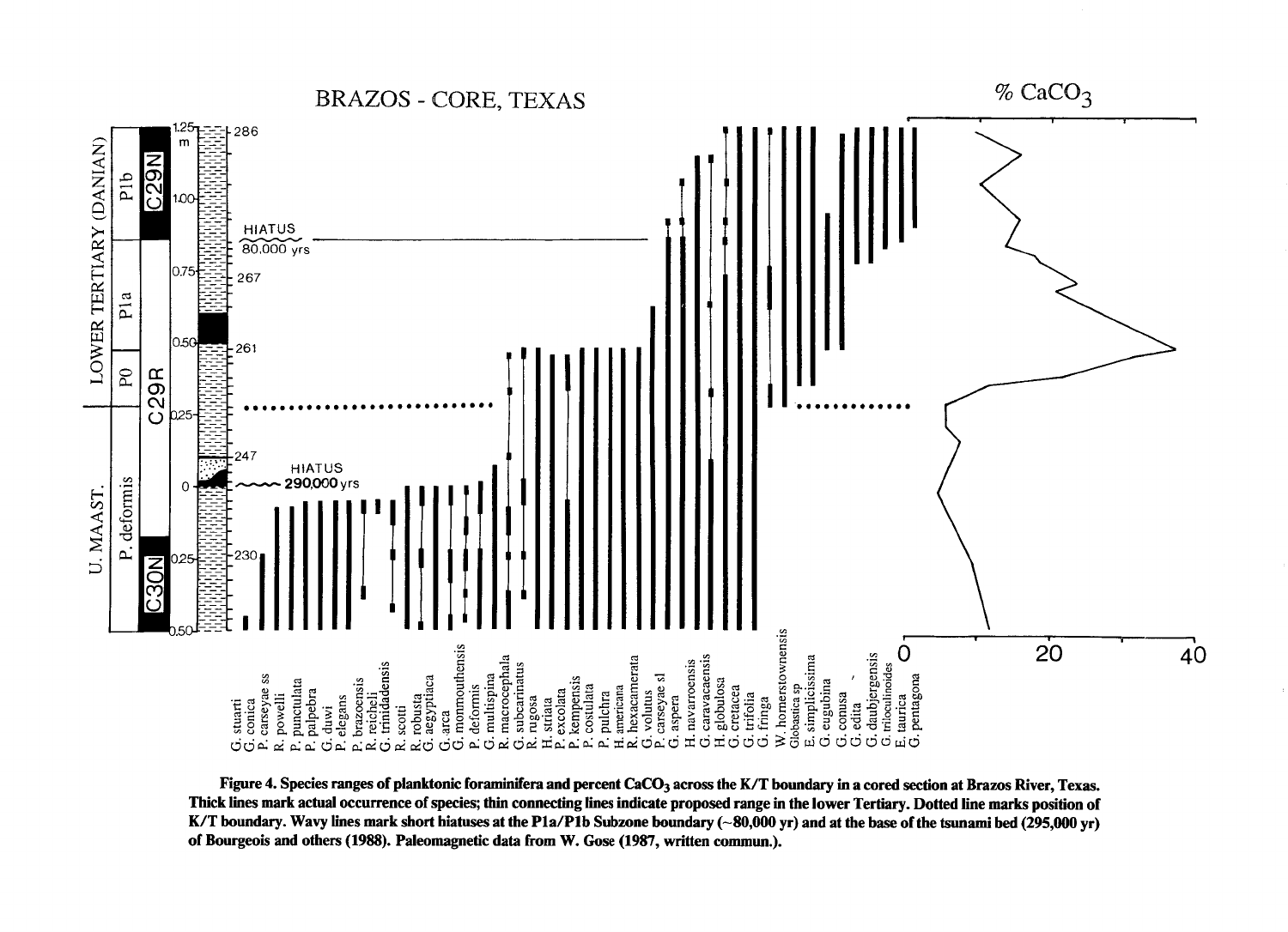**Figure 4. Species ranges of planktonic foraminifera and percent $CaCO_3$ across the K/T boundary in a cored section at Brazos River, Texas. Thick lines mark actual occurrence of species; thin connecting lines indicate proposed range in the lower Tertiary. Dotted line marks position of K/T boundary. Wavy lines mark short hiatuses at the P1a/P1b Subzone boundary (~80,000 yr) and at the base of the tsunami bed (295,000 yr) of Bourgeois and others (1988). Paleomagnetic data from W. Gose (1987, written commun.).**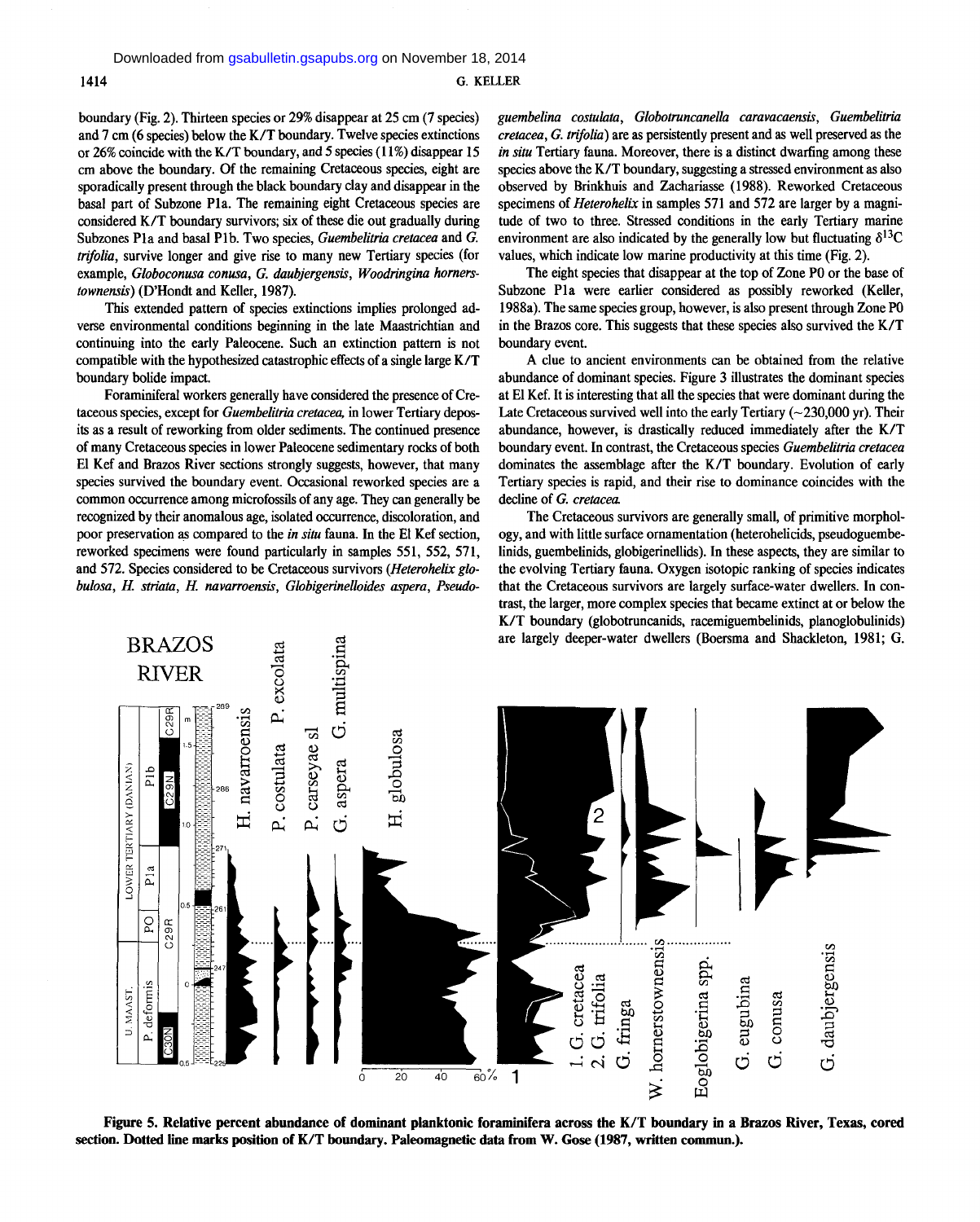boundary (Fig. 2). Thirteen species or 29% disappear at 25 cm (7 species) and 7 cm (6 species) below the K/T boundary. Twelve species extinctions or 26% coincide with the K/T boundary, and 5 species (11%) disappear 15 cm above the boundary. Of the remaining Cretaceous species, eight are sporadically present through the black boundary clay and disappear in the basal part of Subzone P1a. The remaining eight Cretaceous species are considered K/T boundary survivors; six of these die out gradually during Subzones P1a and basal P1b. Two species, *Guembelitria cretacea* and *G. trifolia*, survive longer and give rise to many new Tertiary species (for example, *Globoconusa conusa*, *G. daubjergensis*, *Woodringina hornerstownensis*) (D'Hondt and Keller, 1987).

This extended pattern of species extinctions implies prolonged adverse environmental conditions beginning in the late Maastrichtian and continuing into the early Paleocene. Such an extinction pattern is not compatible with the hypothesized catastrophic effects of a single large K/T boundary bolide impact.

Foraminiferal workers generally have considered the presence of Cretaceous species, except for *Guembelitria cretacea*, in lower Tertiary deposits as a result of reworking from older sediments. The continued presence of many Cretaceous species in lower Paleocene sedimentary rocks of both El Kef and Brazos River sections strongly suggests, however, that many species survived the boundary event. Occasional reworked species are a common occurrence among microfossils of any age. They can generally be recognized by their anomalous age, isolated occurrence, discoloration, and poor preservation as compared to the *in situ* fauna. In the El Kef section, reworked specimens were found particularly in samples 551, 552, 571, and 572. Species considered to be Cretaceous survivors (*Heterohelix globulosa*, *H. striata*, *H. navarroensis*, *Globigerinelloides aspera*, *Pseudoguembelina costulata*, *Globotruncanella caravacaensis*, *Guembelitria cretacea*, *G. trifolia*) are as persistently present and as well preserved as the *in situ* Tertiary fauna. Moreover, there is a distinct dwarfing among these species above the K/T boundary, suggesting a stressed environment as also observed by Brinkhuis and Zachariasse (1988). Reworked Cretaceous specimens of *Heterohelix* in samples 571 and 572 are larger by a magnitude of two to three. Stressed conditions in the early Tertiary marine environment are also indicated by the generally low but fluctuating $\delta^{13}C$ values, which indicate low marine productivity at this time (Fig. 2).

The eight species that disappear at the top of Zone P0 or the base of Subzone P1a were earlier considered as possibly reworked (Keller, 1988a). The same species group, however, is also present through Zone P0 in the Brazos core. This suggests that these species also survived the K/T boundary event.

A clue to ancient environments can be obtained from the relative abundance of dominant species. Figure 3 illustrates the dominant species at El Kef. It is interesting that all the species that were dominant during the Late Cretaceous survived well into the early Tertiary (~230,000 yr). Their abundance, however, is drastically reduced immediately after the K/T boundary event. In contrast, the Cretaceous species *Guembelitria cretacea* dominates the assemblage after the K/T boundary. Evolution of early Tertiary species is rapid, and their rise to dominance coincides with the decline of *G. cretacea*.

The Cretaceous survivors are generally small, of primitive morphology, and with little surface ornamentation (heterohelicids, pseudoguembelinids, guembelinids, globigerinellids). In these aspects, they are similar to the evolving Tertiary fauna. Oxygen isotopic ranking of species indicates that the Cretaceous survivors are largely surface-water dwellers. In contrast, the larger, more complex species that became extinct at or below the K/T boundary (globotruncanids, racemiguembelinids, planoglobulinids) are largely deeper-water dwellers (Boersma and Shackleton, 1981; G.

**Figure 5. Relative percent abundance of dominant planktonic foraminifera across the K/T boundary in a Brazos River, Texas, cored section. Dotted line marks position of K/T boundary. Paleomagnetic data from W. Gose (1987, written commun.).**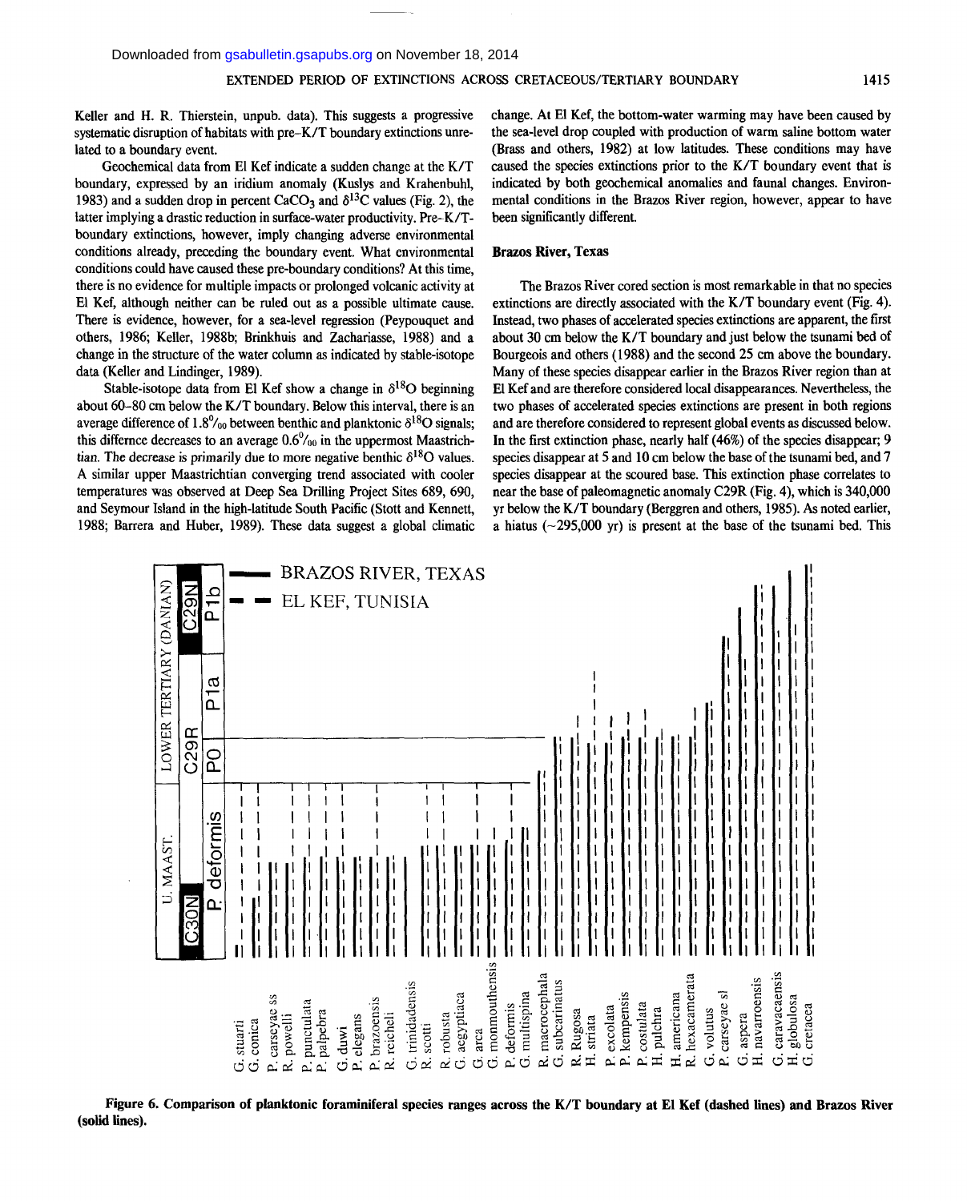Keller and H. R. Thierstein, unpub. data). This suggests a progressive systematic disruption of habitats with pre–K/T boundary extinctions unrelated to a boundary event.

Geochemical data from El Kef indicate a sudden change at the K/T boundary, expressed by an iridium anomaly (Kuslys and Krahenbuhl, 1983) and a sudden drop in percent $CaCO_3$ and $\delta^{13}C$ values (Fig. 2), the latter implying a drastic reduction in surface-water productivity. Pre-K/T-boundary extinctions, however, imply changing adverse environmental conditions already, preceding the boundary event. What environmental conditions could have caused these pre-boundary conditions? At this time, there is no evidence for multiple impacts or prolonged volcanic activity at El Kef, although neither can be ruled out as a possible ultimate cause. There is evidence, however, for a sea-level regression (Peypouquet and others, 1986; Keller, 1988b; Brinkhuis and Zachariasse, 1988) and a change in the structure of the water column as indicated by stable-isotope data (Keller and Lindinger, 1989).

Stable-isotope data from El Kef show a change in $\delta^{18}O$ beginning about 60–80 cm below the K/T boundary. Below this interval, there is an average difference of 1.8‰ between benthic and planktonic $\delta^{18}O$ signals; this differnce decreases to an average 0.6‰ in the uppermost Maastrichtian. The decrease is primarily due to more negative benthic $\delta^{18}O$ values. A similar upper Maastrichtian converging trend associated with cooler temperatures was observed at Deep Sea Drilling Project Sites 689, 690, and Seymour Island in the high-latitude South Pacific (Stott and Kennett, 1988; Barrera and Huber, 1989). These data suggest a global climatic change. At El Kef, the bottom-water warming may have been caused by the sea-level drop coupled with production of warm saline bottom water (Brass and others, 1982) at low latitudes. These conditions may have caused the species extinctions prior to the K/T boundary event that is indicated by both geochemical anomalies and faunal changes. Environmental conditions in the Brazos River region, however, appear to have been significantly different.

### Brazos River, Texas

The Brazos River cored section is most remarkable in that no species extinctions are directly associated with the K/T boundary event (Fig. 4). Instead, two phases of accelerated species extinctions are apparent, the first about 30 cm below the K/T boundary and just below the tsunami bed of Bourgeois and others (1988) and the second 25 cm above the boundary. Many of these species disappear earlier in the Brazos River region than at El Kef and are therefore considered local disappearances. Nevertheless, the two phases of accelerated species extinctions are present in both regions and are therefore considered to represent global events as discussed below. In the first extinction phase, nearly half (46%) of the species disappear; 9 species disappear at 5 and 10 cm below the base of the tsunami bed, and 7 species disappear at the scoured base. This extinction phase correlates to near the base of paleomagnetic anomaly C29R (Fig. 4), which is 340,000 yr below the K/T boundary (Berggren and others, 1985). As noted earlier, a hiatus (~295,000 yr) is present at the base of the tsunami bed. This

**Figure 6. Comparison of planktonic foraminiferal species ranges across the K/T boundary at El Kef (dashed lines) and Brazos River (solid lines).**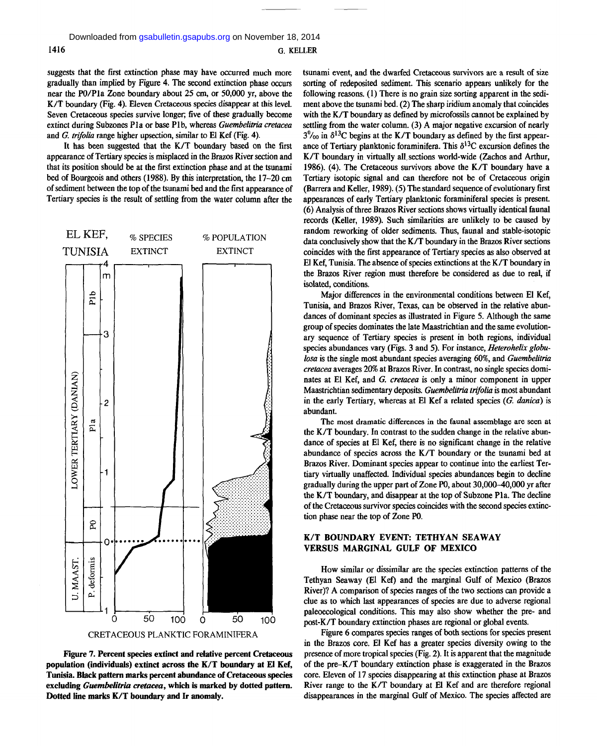suggests that the first extinction phase may have occurred much more gradually than implied by Figure 4. The second extinction phase occurs near the P0/P1a Zone boundary about 25 cm, or 50,000 yr, above the K/T boundary (Fig. 4). Eleven Cretaceous species disappear at this level. Seven Cretaceous species survive longer; five of these gradually become extinct during Subzones P1a or base P1b, whereas *Guembelitria cretacea* and *G. trifolia* range higher upsection, similar to El Kef (Fig. 4).

It has been suggested that the K/T boundary based on the first appearance of Tertiary species is misplaced in the Brazos River section and that its position should be at the first extinction phase and at the tsunami bed of Bourgeois and others (1988). By this interpretation, the 17–20 cm of sediment between the top of the tsunami bed and the first appearance of Tertiary species is the result of settling from the water column after the tsunami event, and the dwarfed Cretaceous survivors are a result of size sorting of redeposited sediment. This scenario appears unlikely for the following reasons. (1) There is no grain size sorting apparent in the sediment above the tsunami bed. (2) The sharp iridium anomaly that coincides with the K/T boundary as defined by microfossils cannot be explained by settling from the water column. (3) A major negative excursion of nearly $3‰$ in $\delta^{13}C$ begins at the K/T boundary as defined by the first appearance of Tertiary planktonic foraminifera. This $\delta^{13}C$ excursion defines the K/T boundary in virtually all sections world-wide (Zachos and Arthur, 1986). (4). The Cretaceous survivors above the K/T boundary have a Tertiary isotopic signal and can therefore not be of Cretaceous origin (Barrera and Keller, 1989). (5) The standard sequence of evolutionary first appearances of early Tertiary planktonic foraminiferal species is present. (6) Analysis of three Brazos River sections shows virtually identical faunal records (Keller, 1989). Such similarities are unlikely to be caused by random reworking of older sediments. Thus, faunal and stable-isotopic data conclusively show that the K/T boundary in the Brazos River sections coincides with the first appearance of Tertiary species as also observed at El Kef, Tunisia. The absence of species extinctions at the K/T boundary in the Brazos River region must therefore be considered as due to real, if isolated, conditions.

Major differences in the environmental conditions between El Kef, Tunisia, and Brazos River, Texas, can be observed in the relative abundances of dominant species as illustrated in Figure 5. Although the same group of species dominates the late Maastrichtian and the same evolutionary sequence of Tertiary species is present in both regions, individual species abundances vary (Figs. 3 and 5). For instance, *Heterohelix globulosa* is the single most abundant species averaging 60%, and *Guembelitria cretacea* averages 20% at Brazos River. In contrast, no single species dominates at El Kef, and *G. cretacea* is only a minor component in upper Maastrichtian sedimentary deposits. *Guembelitria trifolia* is most abundant in the early Tertiary, whereas at El Kef a related species (*G. danica*) is abundant.

The most dramatic differences in the faunal assemblage are seen at the K/T boundary. In contrast to the sudden change in the relative abundance of species at El Kef, there is no significant change in the relative abundance of species across the K/T boundary or the tsunami bed at Brazos River. Dominant species appear to continue into the earliest Tertiary virtually unaffected. Individual species abundances begin to decline gradually during the upper part of Zone P0, about 30,000–40,000 yr after the K/T boundary, and disappear at the top of Subzone P1a. The decline of the Cretaceous survivor species coincides with the second species extinction phase near the top of Zone P0.

**Figure 7. Percent species extinct and relative percent Cretaceous population (individuals) extinct across the K/T boundary at El Kef, Tunisia. Black pattern marks percent abundance of Cretaceous species excluding *Guembelitria cretacea*, which is marked by dotted pattern. Dotted line marks K/T boundary and Ir anomaly.**

## K/T BOUNDARY EVENT: TETHYAN SEAWAY VERSUS MARGINAL GULF OF MEXICO

How similar or dissimilar are the species extinction patterns of the Tethyan Seaway (El Kef) and the marginal Gulf of Mexico (Brazos River)? A comparison of species ranges of the two sections can provide a clue as to which last appearances of species are due to adverse regional paleoecological conditions. This may also show whether the pre- and post-K/T boundary extinction phases are regional or global events.

Figure 6 compares species ranges of both sections for species present in the Brazos core. El Kef has a greater species diversity owing to the presence of more tropical species (Fig. 2). It is apparent that the magnitude of the pre–K/T boundary extinction phase is exaggerated in the Brazos core. Eleven of 17 species disappearing at this extinction phase at Brazos River range to the K/T boundary at El Kef and are therefore regional disappearances in the marginal Gulf of Mexico. The species affected are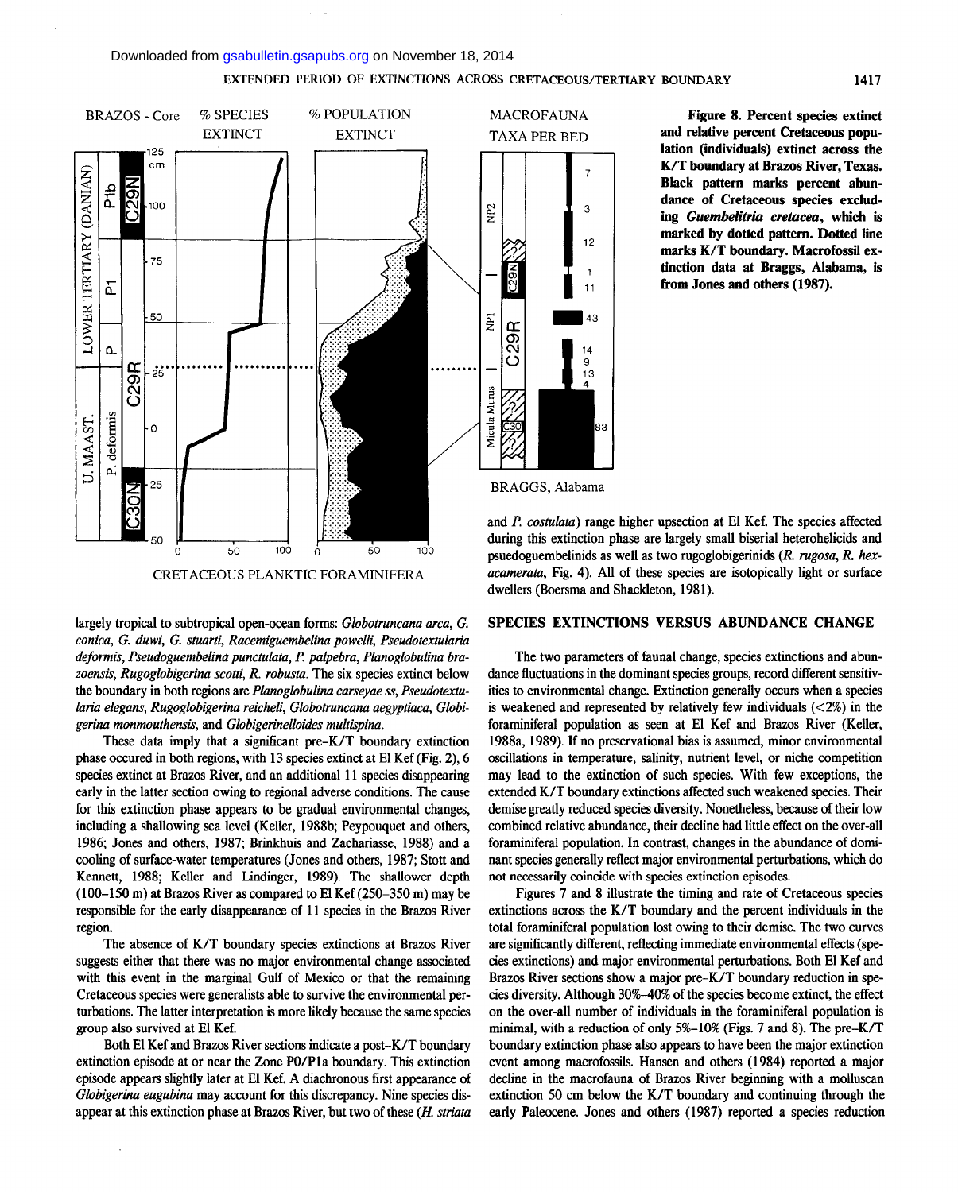Figure 8. Percent species extinct and relative percent Cretaceous population (individuals) extinct across the K/T boundary at Brazos River, Texas. Black pattern marks percent abundance of Cretaceous species excluding *Guembelitria cretacea*, which is marked by dotted pattern. Dotted line marks K/T boundary. Macrofossil extinction data at Braggs, Alabama, is from Jones and others (1987).

largely tropical to subtropical open-ocean forms: *Globotruncana arca, G. conica, G. duwi, G. stuarti, Racemiguembelina powelli, Pseudotextularia deformis, Pseudoguembelina punctulata, P. palpebra, Planoglobulina brazoensis, Rugoglobigerina scotti, R. robusta.* The six species extinct below the boundary in both regions are *Planoglobulina carseyae ss, Pseudotextularia elegans, Rugoglobigerina reicheli, Globotruncana aegyptiaca, Globigerina monmouthensis,* and *Globigerinelloides multispina.*

These data imply that a significant pre-K/T boundary extinction phase occured in both regions, with 13 species extinct at El Kef (Fig. 2), 6 species extinct at Brazos River, and an additional 11 species disappearing early in the latter section owing to regional adverse conditions. The cause for this extinction phase appears to be gradual environmental changes, including a shallowing sea level (Keller, 1988b; Peypouquet and others, 1986; Jones and others, 1987; Brinkhuis and Zachariasse, 1988) and a cooling of surface-water temperatures (Jones and others, 1987; Stott and Kennett, 1988; Keller and Lindinger, 1989). The shallower depth (100–150 m) at Brazos River as compared to El Kef (250–350 m) may be responsible for the early disappearance of 11 species in the Brazos River region.

The absence of K/T boundary species extinctions at Brazos River suggests either that there was no major environmental change associated with this event in the marginal Gulf of Mexico or that the remaining Cretaceous species were generalists able to survive the environmental perturbations. The latter interpretation is more likely because the same species group also survived at El Kef.

Both El Kef and Brazos River sections indicate a post-K/T boundary extinction episode at or near the Zone P0/P1a boundary. This extinction episode appears slightly later at El Kef. A diachronous first appearance of *Globigerina eugubina* may account for this discrepancy. Nine species disappear at this extinction phase at Brazos River, but two of these (*H. striata* and *P. costulata*) range higher upsection at El Kef. The species affected during this extinction phase are largely small biserial heterohelicids and psuedoguembelinids as well as two rugoglobigerinids (*R. rugosa, R. hexacamerata*, Fig. 4). All of these species are isotopically light or surface dwellers (Boersma and Shackleton, 1981).

## SPECIES EXTINCTIONS VERSUS ABUNDANCE CHANGE

The two parameters of faunal change, species extinctions and abundance fluctuations in the dominant species groups, record different sensitivities to environmental change. Extinction generally occurs when a species is weakened and represented by relatively few individuals (<2%) in the foraminiferal population as seen at El Kef and Brazos River (Keller, 1988a, 1989). If no preservational bias is assumed, minor environmental oscillations in temperature, salinity, nutrient level, or niche competition may lead to the extinction of such species. With few exceptions, the extended K/T boundary extinctions affected such weakened species. Their demise greatly reduced species diversity. Nonetheless, because of their low combined relative abundance, their decline had little effect on the over-all foraminiferal population. In contrast, changes in the abundance of dominant species generally reflect major environmental perturbations, which do not necessarily coincide with species extinction episodes.

Figures 7 and 8 illustrate the timing and rate of Cretaceous species extinctions across the K/T boundary and the percent individuals in the total foraminiferal population lost owing to their demise. The two curves are significantly different, reflecting immediate environmental effects (species extinctions) and major environmental perturbations. Both El Kef and Brazos River sections show a major pre-K/T boundary reduction in species diversity. Although 30%–40% of the species become extinct, the effect on the over-all number of individuals in the foraminiferal population is minimal, with a reduction of only 5%–10% (Figs. 7 and 8). The pre-K/T boundary extinction phase also appears to have been the major extinction event among macrofossils. Hansen and others (1984) reported a major decline in the macrofauna of Brazos River beginning with a molluscan extinction 50 cm below the K/T boundary and continuing through the early Paleocene. Jones and others (1987) reported a species reduction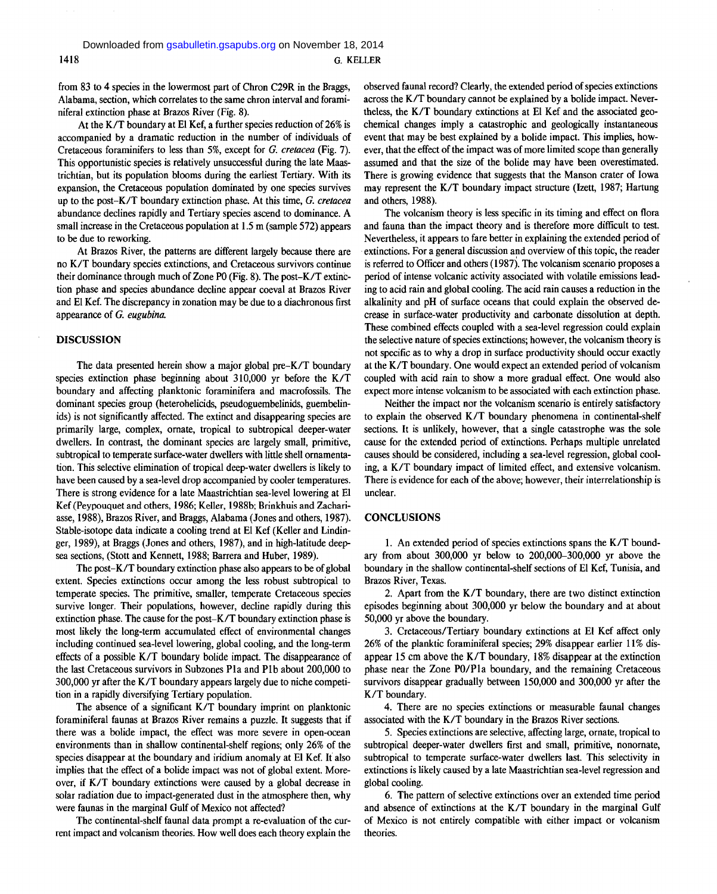from 83 to 4 species in the lowermost part of Chron C29R in the Braggs, Alabama, section, which correlates to the same chron interval and foraminiferal extinction phase at Brazos River (Fig. 8).

At the K/T boundary at El Kef, a further species reduction of 26% is accompanied by a dramatic reduction in the number of individuals of Cretaceous foraminifers to less than 5%, except for *G. cretacea* (Fig. 7). This opportunistic species is relatively unsuccessful during the late Maastrichtian, but its population blooms during the earliest Tertiary. With its expansion, the Cretaceous population dominated by one species survives up to the post–K/T boundary extinction phase. At this time, *G. cretacea* abundance declines rapidly and Tertiary species ascend to dominance. A small increase in the Cretaceous population at 1.5 m (sample 572) appears to be due to reworking.

At Brazos River, the patterns are different largely because there are no K/T boundary species extinctions, and Cretaceous survivors continue their dominance through much of Zone P0 (Fig. 8). The post–K/T extinction phase and species abundance decline appear coeval at Brazos River and El Kef. The discrepancy in zonation may be due to a diachronous first appearance of *G. eugubina*.

## DISCUSSION

The data presented herein show a major global pre–K/T boundary species extinction phase beginning about 310,000 yr before the K/T boundary and affecting planktonic foraminifera and macrofossils. The dominant species group (heterohelicids, pseudoguembelinids, guembelinids) is not significantly affected. The extinct and disappearing species are primarily large, complex, ornate, tropical to subtropical deeper-water dwellers. In contrast, the dominant species are largely small, primitive, subtropical to temperate surface-water dwellers with little shell ornamentation. This selective elimination of tropical deep-water dwellers is likely to have been caused by a sea-level drop accompanied by cooler temperatures. There is strong evidence for a late Maastrichtian sea-level lowering at El Kef (Peypouquet and others, 1986; Keller, 1988b; Brinkhuis and Zachariasse, 1988), Brazos River, and Braggs, Alabama (Jones and others, 1987). Stable-isotope data indicate a cooling trend at El Kef (Keller and Lindinger, 1989), at Braggs (Jones and others, 1987), and in high-latitude deep-sea sections, (Stott and Kennett, 1988; Barrera and Huber, 1989).

The post–K/T boundary extinction phase also appears to be of global extent. Species extinctions occur among the less robust subtropical to temperate species. The primitive, smaller, temperate Cretaceous species survive longer. Their populations, however, decline rapidly during this extinction phase. The cause for the post–K/T boundary extinction phase is most likely the long-term accumulated effect of environmental changes including continued sea-level lowering, global cooling, and the long-term effects of a possible K/T boundary bolide impact. The disappearance of the last Cretaceous survivors in Subzones P1a and P1b about 200,000 to 300,000 yr after the K/T boundary appears largely due to niche competition in a rapidly diversifying Tertiary population.

The absence of a significant K/T boundary imprint on planktonic foraminiferal faunas at Brazos River remains a puzzle. It suggests that if there was a bolide impact, the effect was more severe in open-ocean environments than in shallow continental-shelf regions; only 26% of the species disappear at the boundary and iridium anomaly at El Kef. It also implies that the effect of a bolide impact was not of global extent. Moreover, if K/T boundary extinctions were caused by a global decrease in solar radiation due to impact-generated dust in the atmosphere then, why were faunas in the marginal Gulf of Mexico not affected?

The continental-shelf faunal data prompt a re-evaluation of the current impact and volcanism theories. How well does each theory explain the observed faunal record? Clearly, the extended period of species extinctions across the K/T boundary cannot be explained by a bolide impact. Nevertheless, the K/T boundary extinctions at El Kef and the associated geochemical changes imply a catastrophic and geologically instantaneous event that may be best explained by a bolide impact. This implies, however, that the effect of the impact was of more limited scope than generally assumed and that the size of the bolide may have been overestimated. There is growing evidence that suggests that the Manson crater of Iowa may represent the K/T boundary impact structure (Izett, 1987; Hartung and others, 1988).

The volcanism theory is less specific in its timing and effect on flora and fauna than the impact theory and is therefore more difficult to test. Nevertheless, it appears to fare better in explaining the extended period of extinctions. For a general discussion and overview of this topic, the reader is referred to Officer and others (1987). The volcanism scenario proposes a period of intense volcanic activity associated with volatile emissions leading to acid rain and global cooling. The acid rain causes a reduction in the alkalinity and pH of surface oceans that could explain the observed decrease in surface-water productivity and carbonate dissolution at depth. These combined effects coupled with a sea-level regression could explain the selective nature of species extinctions; however, the volcanism theory is not specific as to why a drop in surface productivity should occur exactly at the K/T boundary. One would expect an extended period of volcanism coupled with acid rain to show a more gradual effect. One would also expect more intense volcanism to be associated with each extinction phase.

Neither the impact nor the volcanism scenario is entirely satisfactory to explain the observed K/T boundary phenomena in continental-shelf sections. It is unlikely, however, that a single catastrophe was the sole cause for the extended period of extinctions. Perhaps multiple unrelated causes should be considered, including a sea-level regression, global cooling, a K/T boundary impact of limited effect, and extensive volcanism. There is evidence for each of the above; however, their interrelationship is unclear.

## CONCLUSIONS

1. An extended period of species extinctions spans the K/T boundary from about 300,000 yr below to 200,000–300,000 yr above the boundary in the shallow continental-shelf sections of El Kef, Tunisia, and Brazos River, Texas.

2. Apart from the K/T boundary, there are two distinct extinction episodes beginning about 300,000 yr below the boundary and at about 50,000 yr above the boundary.

3. Cretaceous/Tertiary boundary extinctions at El Kef affect only 26% of the planktic foraminiferal species; 29% disappear earlier 11% disappear 15 cm above the K/T boundary, 18% disappear at the extinction phase near the Zone P0/P1a boundary, and the remaining Cretaceous survivors disappear gradually between 150,000 and 300,000 yr after the K/T boundary.

4. There are no species extinctions or measurable faunal changes associated with the K/T boundary in the Brazos River sections.

5. Species extinctions are selective, affecting large, ornate, tropical to subtropical deeper-water dwellers first and small, primitive, nonornate, subtropical to temperate surface-water dwellers last. This selectivity in extinctions is likely caused by a late Maastrichtian sea-level regression and global cooling.

6. The pattern of selective extinctions over an extended time period and absence of extinctions at the K/T boundary in the marginal Gulf of Mexico is not entirely compatible with either impact or volcanism theories.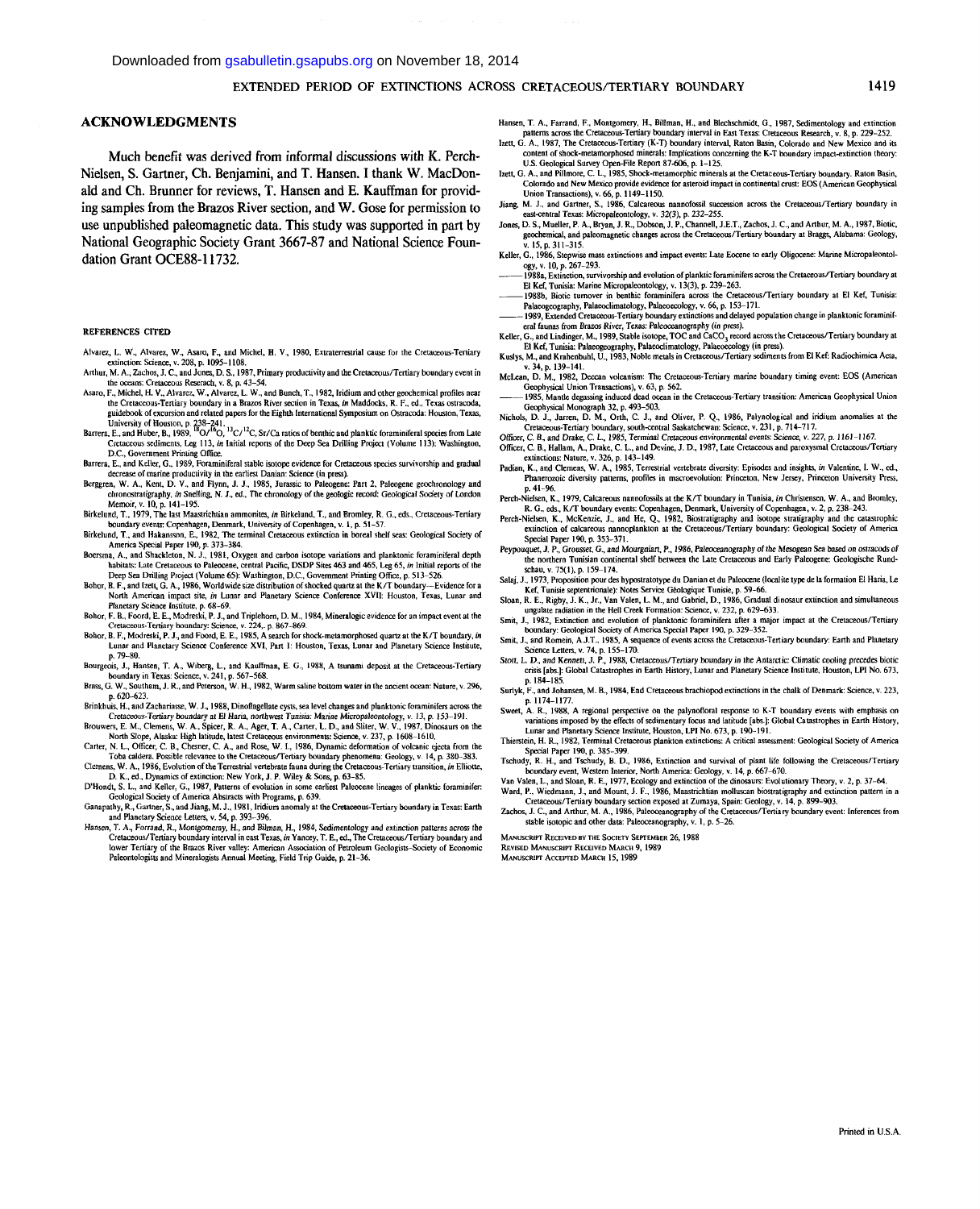## ACKNOWLEDGMENTS

Much benefit was derived from informal discussions with K. Perch-Nielsen, S. Gartner, Ch. Benjamini, and T. Hansen. I thank W. MacDonald and Ch. Brunner for reviews, T. Hansen and E. Kauffman for providing samples from the Brazos River section, and W. Gose for permission to use unpublished paleomagnetic data. This study was supported in part by National Geographic Society Grant 3667-87 and National Science Foundation Grant OCE88-11732.

### REFERENCES CITED

Alvarez, L. W., Alvarez, W., Asaro, F., and Michel, H. V., 1980, Extraterrestrial cause for the Cretaceous-Tertiary extinction: Science, v. 208, p. 1095–1108.

Arthur, M. A., Zachos, J. C., and Jones, D. S., 1987, Primary productivity and the Cretaceous/Tertiary boundary event in the oceans: Cretaceous Research, v. 8, p. 43–54.

Asaro, F., Michel, H. V., Alvarez, W., Alvarez, L. W., and Bunch, T., 1982, Iridium and other geochemical profiles near the Cretaceous-Tertiary boundary in a Brazos River section in Texas, *in* Maddocks, R. F., ed., Texas ostracoda, guidebook of excursion and related papers for the Eighth International Symposium on Ostracoda: Houston, Texas, University of Houston, p. 238–241.

Barrera, E., and Huber, B., 1989, $^{18}O/^{16}O$, $^{13}C/^{12}C$, Sr/Ca ratios of benthic and planktic foraminiferal species from Late Cretaceous sediments, Leg 113, *in* Initial reports of the Deep Sea Drilling Project (Volume 113): Washington, D.C., Government Printing Office.

Barrera, E., and Keller, G., 1989, Foraminiferal stable isotope evidence for Cretaceous species survivorship and gradual decrease of marine productivity in the earliest Danian: Science (in press).

Berggren, W. A., Kent, D. V., and Flynn, J. J., 1985, Jurassic to Paleogene: Part 2, Paleogene geochronology and chronostratigraphy, *in* Snelling, N. J., ed., The chronology of the geologic record: Geological Society of London Memoir, v. 10, p. 141–195.

Birkelund, T., 1979, The last Maastrichtian ammonites, *in* Birkelund, T., and Bromley, R. G., eds., Cretaceous-Tertiary boundary events: Copenhagen, Denmark, University of Copenhagen, v. 1, p. 51–57.

Birkelund, T., and Hakansson, E., 1982, The terminal Cretaceous extinction in boreal shelf seas: Geological Society of America Special Paper 190, p. 373–384.

Boersma, A., and Shackleton, N. J., 1981, Oxygen and carbon isotope variations and planktonic foraminiferal depth habitats: Late Cretaceous to Paleocene, central Pacific, DSDP Sites 463 and 465, Leg 65, *in* Initial reports of the Deep Sea Drilling Project (Volume 65): Washington, D.C., Government Printing Office, p. 513–526.

Bohor, B. F., and Izett, G. A., 1986, Worldwide size distribution of shocked quartz at the K/T boundary—Evidence for a North American impact site, *in* Lunar and Planetary Science Conference XVII: Houston, Texas, Lunar and Planetary Science Institute, p. 68–69.

Bohor, F. B., Foord, E. E., Modreski, P. J., and Triplehorn, D. M., 1984, Mineralogic evidence for an impact event at the Cretaceous-Tertiary boundary: Science, v. 224, p. 867–869.

Bohor, B. F., Modreski, P. J., and Foord, E. E., 1985, A search for shock-metamorphosed quartz at the K/T boundary, *in* Lunar and Planetary Science Conference XVI, Part 1: Houston, Texas, Lunar and Planetary Science Institute, p. 79–80.

Bourgeois, J., Hansen, T. A., Wiberg, L., and Kauffman, E. G., 1988, A tsunami deposit at the Cretaceous-Tertiary boundary in Texas: Science, v. 241, p. 567–568.

Brass, G. W., Southam, J. R., and Peterson, W. H., 1982, Warm saline bottom water in the ancient ocean: Nature, v. 296, p. 620–623.

Brinkhuis, H., and Zachariasse, W. J., 1988, Dinoflagellate cysts, sea level changes and planktonic foraminifers across the *Cretaceous-Tertiary boundary at El Haria, northwest Tunisia: Marine Micropaleontology*, v. 13, p. 153–191.

Brouwers, E. M., Clemens, W. A., Spicer, R. A., Ager, T. A., Carter, L. D., and Sliter, W. V., 1987, Dinosaurs on the North Slope, Alaska: High latitude, latest Cretaceous environments: Science, v. 237, p. 1608–1610.

Carter, N. L., Officer, C. B., Chesner, C. A., and Rose, W. I., 1986, Dynamic deformation of volcanic ejecta from the Toba caldera. Possible relevance to the Cretaceous/Tertiary boundary phenomena: Geology, v. 14, p. 380–383.

Clemens, W. A., 1986, Evolution of the Terrestrial vertebrate fauna during the Cretaceous-Tertiary transition, *in* Elliott, D. K., ed., Dynamics of extinction: New York, J. P. Wiley & Sons, p. 63–85.

D'Hondt, S. L., and Keller, G., 1987, Patterns of evolution in some earliest Paleocene lineages of planktic foraminifer: Geological Society of America Abstracts with Programs, p. 639.

Ganapathy, R., Gartner, S., and Jiang, M. J., 1981, Iridium anomaly at the Cretaceous-Tertiary boundary in Texas: Earth and Planetary Science Letters, v. 54, p. 393–396.

*Hansen, T. A., Forrand, R., Montgomeray, H., and Bilman, H., 1984, Sedimentology and extinction patterns across the* Cretaceous/Tertiary boundary interval in east Texas, *in* Yancey, T. E., ed., The Cretaceous/Tertiary boundary and lower Tertiary of the Brazos River valley: American Association of Petroleum Geologists–Society of Economic Paleontologists and Mineralogists Annual Meeting, Field Trip Guide, p. 21–36.

Hansen, T. A., Farrand, F., Montgomery, H., Billman, H., and Blechschmidt, G., 1987, Sedimentology and extinction patterns across the Cretaceous-Tertiary boundary interval in East Texas: Cretaceous Research, v. 8, p. 229–252.

Izett, G. A., 1987, The Cretaceous-Tertiary (K-T) boundary interval, Raton Basin, Colorado and New Mexico and its content of shock-metamorphosed minerals: Implications concerning the K-T boundary impact-extinction theory: U.S. Geological Survey Open-File Report 87-606, p. 1–125.

Izett, G. A., and Pillmore, C. L., 1985, Shock-metamorphic minerals at the Cretaceous-Tertiary boundary. Raton Basin, Colorado and New Mexico provide evidence for asteroid impact in continental crust: EOS (American Geophysical Union Transactions), v. 66, p. 1149–1150.

Jiang, M. J., and Gartner, S., 1986, Calcareous nannofossil succession across the Cretaceous/Tertiary boundary in east-central Texas: Micropaleontology, v. 32(3), p. 232–255.

Jones, D. S., Mueller, P. A., Bryan, J. R., Dobson, J. P., Channell, J.E.T., Zachos, J. C., and Arthur, M. A., 1987, Biotic, geochemical, and paleomagnetic changes across the Cretaceous/Tertiary boundary at Braggs, Alabama: Geology, v. 15, p. 311–315.

Keller, G., 1986, Stepwise mass extinctions and impact events: Late Eocene to early Oligocene: Marine Micropaleontology, v. 10, p. 267–293.

——— 1988a, Extinction, survivorship and evolution of planktic foraminifers across the Cretaceous/Tertiary boundary at El Kef, Tunisia: Marine Micropaleontology, v. 13(3), p. 239–263.

——— 1988b, Biotic turnover in benthic foraminifera across the Cretaceous/Tertiary boundary at El Kef, Tunisia: Palaeogeography, Palaeoclimatology, Palaeoecology, v. 66, p. 153–171.

——— 1989, Extended Cretaceous-Tertiary boundary extinctions and delayed population change in planktonic foraminiferal faunas from Brazos River, Texas: Paleoceanography (in press).

Keller, G., and Lindinger, M., 1989, Stable isotope, TOC and $CaCO_3$ record across the Cretaceous/Tertiary boundary at El Kef, Tunisia: Palaeogeography, Palaeoclimatology, Palaeoecology (in press).

Kuslys, M., and Krahenbuhl, U., 1983, Noble metals in Cretaceous/Tertiary sediments from El Kef: Radiochimica Acta, v. 34, p. 139–141.

McLean, D. M., 1982, Deccan volcanism: The Cretaceous-Tertiary marine boundary timing event: EOS (American Geophysical Union Transactions), v. 63, p. 562.

——— 1985, Mantle degassing induced dead ocean in the Cretaceous-Tertiary transition: American Geophysical Union Geophysical Monograph 32, p. 493–503.

Nichols, D. J., Jarren, D. M., Orth, C. J., and Oliver, P. Q., 1986, Palynological and iridium anomalies at the Cretaceous-Tertiary boundary, south-central Saskatchewan: Science, v. 231, p. 714–717.

*Officer, C. B., and Drake, C. L., 1985, Terminal Cretaceous environmental events: Science, v. 227, p. 1161–1167.*

Officer, C. B., Hallam, A., Drake, C. L., and Devine, J. D., 1987, Late Cretaceous and paroxysmal Cretaceous/Tertiary extinctions: Nature, v. 326, p. 143–149.

Padian, K., and Clemens, W. A., 1985, Terrestrial vertebrate diversity: Episodes and insights, *in* Valentine, I. W., ed., Phanerozoic diversity patterns, profiles in macroevolution: Princeton, New Jersey, Princeton University Press, p. 41–96.

Perch-Nielsen, K., 1979, Calcareous nannofossils at the K/T boundary in Tunisia, *in* Christensen, W. A., and Bromley, R. G., eds., K/T boundary events: Copenhagen, Denmark, University of Copenhagen, v. 2, p. 238–243.

Perch-Nielsen, K., McKenzie, J., and He, Q., 1982, Biostratigraphy and isotope stratigraphy and the catastrophic extinction of calcareous nannoplankton at the Cretaceous/Tertiary boundary: Geological Society of America Special Paper 190, p. 353–371.

Peypouquet, J. P., *Grousset, G., and Mourgniart, P., 1986, Paleoceanography of the Mesogean Sea based on ostracods of* the northern Tunisian continental shelf between the Late Cretaceous and Early Paleogene: Geologische Rundschau, v. 75(1), p. 159–174.

Salaj, J., 1973, Proposition pour des hypostratotype du Danian et du Paleocene (localite type de la formation El Haria, Le Kef, Tunisie septentrionale): Notes Service Géologique Tunisie, p. 59–66.

Sloan, R. E., Rigby, J. K., Jr., Van Valen, L. M., and Gabriel, D., 1986, Gradual dinosaur extinction and simultaneous ungulate radiation in the Hell Creek Formation: Science, v. 232, p. 629–633.

Smit, J., 1982, Extinction and evolution of planktonic foraminifera after a major impact at the Cretaceous/Tertiary boundary: Geological Society of America Special Paper 190, p. 329–352.

Smit, J., and Romein, A.J.T., 1985, A sequence of events across the Cretaceous-Tertiary boundary: Earth and Planetary Science Letters, v. 74, p. 155–170.

Stott, L. D., *and Kennett, J. P., 1988, Cretaceous/Tertiary boundary in the Antarctic: Climatic cooling precedes biotic* crisis [abs.]: Global Catastrophes in Earth History, Lunar and Planetary Science Institute, Houston, LPI No. 673, p. 184–185.

Surlyk, F., and Johansen, M. B., 1984, End Cretaceous brachiopod extinctions in the chalk of Denmark: Science, v. 223, p. 1174–1177.

Sweet, A. R., 1988, A regional perspective on the palynofloral response to K-T boundary events with emphasis on variations imposed by the effects of sedimentary focus and latitude [abs.]: Global Catastrophes in Earth History, Lunar and Planetary Science Institute, Houston, LPI No. 673, p. 190–191.

Thierstein, H. R., 1982, Terminal Cretaceous plankton extinctions: A critical assessment: Geological Society of America Special Paper 190, p. 385–399.

Tschudy, R. H., and Tschudy, B. D., 1986, Extinction and survival of plant life following the Cretaceous/Tertiary boundary event, Western Interior, North America: Geology, v. 14, p. 667–670.

Van Valen, L., and Sloan, R. E., 1977, Ecology and extinction of the dinosaurs: Evolutionary Theory, v. 2, p. 37–64.

Ward, P., Wiedmann, J., and Mount, J. F., 1986, Maastrichtian molluscan biostratigraphy and extinction pattern in a Cretaceous/Tertiary boundary section exposed at Zumaya, Spain: Geology, v. 14, p. 899–903.

Zachos, J. C., and Arthur, M. A., 1986, Paleoceanography of the Cretaceous/Tertiary boundary event: Inferences from stable isotopic and other data: Paleoceanography, v. 1, p. 5–26.

Manuscript Received by the Society September 26, 1988
Revised Manuscript Received March 9, 1989
Manuscript Accepted March 15, 1989

Printed in U.S.A.